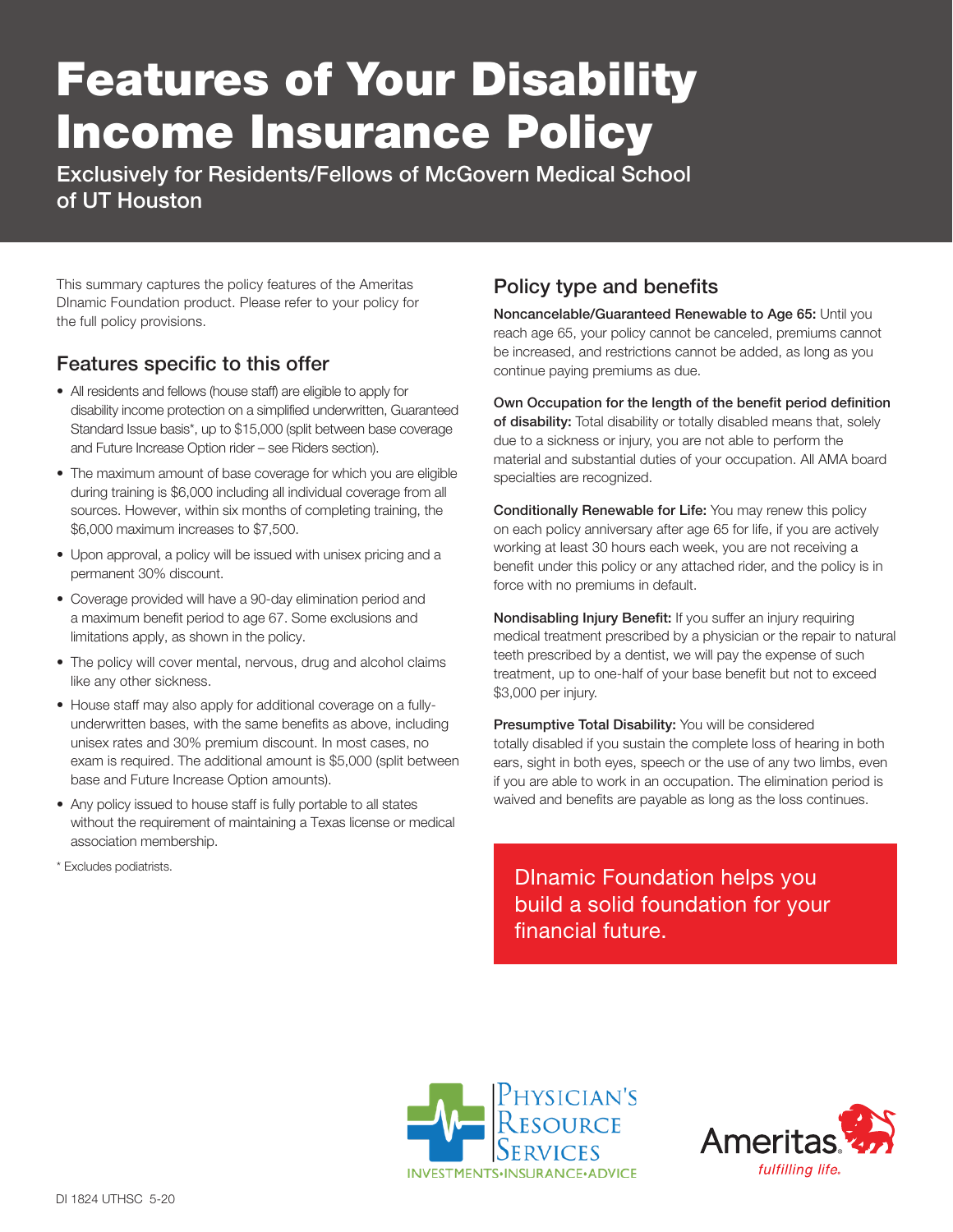# Features of Your Disability Income Insurance Policy

Exclusively for Residents/Fellows of McGovern Medical School of UT Houston

This summary captures the policy features of the Ameritas DInamic Foundation product. Please refer to your policy for the full policy provisions.

## Features specific to this offer

- All residents and fellows (house staff) are eligible to apply for disability income protection on a simplified underwritten, Guaranteed Standard Issue basis*, up to $15,000 (split between base coverage and Future Increase Option rider – see Riders section).
- The maximum amount of base coverage for which you are eligible during training is $6,000 including all individual coverage from all sources. However, within six months of completing training, the $6,000 maximum increases to $7,500.
- Upon approval, a policy will be issued with unisex pricing and a permanent 30% discount.
- Coverage provided will have a 90-day elimination period and a maximum benefit period to age 67. Some exclusions and limitations apply, as shown in the policy.
- The policy will cover mental, nervous, drug and alcohol claims like any other sickness.
- House staff may also apply for additional coverage on a fully-underwritten bases, with the same benefits as above, including unisex rates and 30% premium discount. In most cases, no exam is required. The additional amount is $5,000 (split between base and Future Increase Option amounts).
- Any policy issued to house staff is fully portable to all states without the requirement of maintaining a Texas license or medical association membership.

* Excludes podiatrists.

## Policy type and benefits

**Noncancelable/Guaranteed Renewable to Age 65:** Until you reach age 65, your policy cannot be canceled, premiums cannot be increased, and restrictions cannot be added, as long as you continue paying premiums as due.

**Own Occupation for the length of the benefit period definition of disability:** Total disability or totally disabled means that, solely due to a sickness or injury, you are not able to perform the material and substantial duties of your occupation. All AMA board specialties are recognized.

**Conditionally Renewable for Life:** You may renew this policy on each policy anniversary after age 65 for life, if you are actively working at least 30 hours each week, you are not receiving a benefit under this policy or any attached rider, and the policy is in force with no premiums in default.

**Nondisabling Injury Benefit:** If you suffer an injury requiring medical treatment prescribed by a physician or the repair to natural teeth prescribed by a dentist, we will pay the expense of such treatment, up to one-half of your base benefit but not to exceed $3,000 per injury.

**Presumptive Total Disability:** You will be considered totally disabled if you sustain the complete loss of hearing in both ears, sight in both eyes, speech or the use of any two limbs, even if you are able to work in an occupation. The elimination period is waived and benefits are payable as long as the loss continues.

DInamic Foundation helps you build a solid foundation for your financial future.

Physician's Resource Services — Investments • Insurance • Advice

Ameritas® fulfilling life.

DI 1824 UTHSC 5-20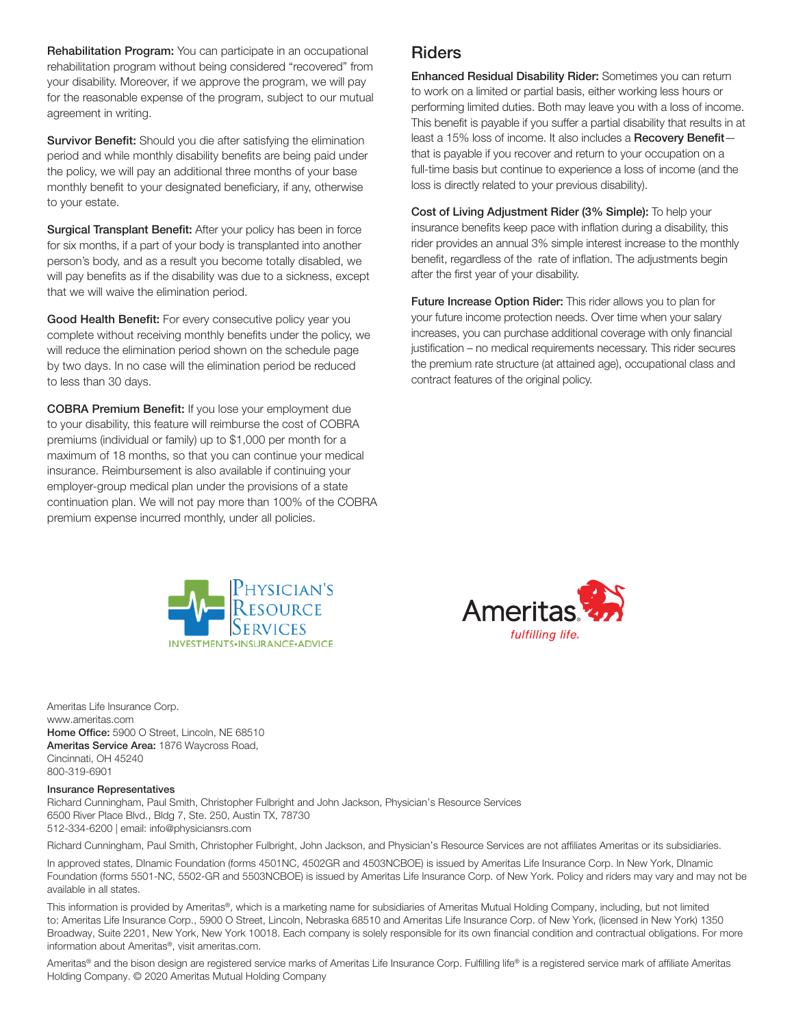**Rehabilitation Program:** You can participate in an occupational rehabilitation program without being considered "recovered" from your disability. Moreover, if we approve the program, we will pay for the reasonable expense of the program, subject to our mutual agreement in writing.

**Survivor Benefit:** Should you die after satisfying the elimination period and while monthly disability benefits are being paid under the policy, we will pay an additional three months of your base monthly benefit to your designated beneficiary, if any, otherwise to your estate.

**Surgical Transplant Benefit:** After your policy has been in force for six months, if a part of your body is transplanted into another person's body, and as a result you become totally disabled, we will pay benefits as if the disability was due to a sickness, except that we will waive the elimination period.

**Good Health Benefit:** For every consecutive policy year you complete without receiving monthly benefits under the policy, we will reduce the elimination period shown on the schedule page by two days. In no case will the elimination period be reduced to less than 30 days.

**COBRA Premium Benefit:** If you lose your employment due to your disability, this feature will reimburse the cost of COBRA premiums (individual or family) up to $1,000 per month for a maximum of 18 months, so that you can continue your medical insurance. Reimbursement is also available if continuing your employer-group medical plan under the provisions of a state continuation plan. We will not pay more than 100% of the COBRA premium expense incurred monthly, under all policies.

## Riders

**Enhanced Residual Disability Rider:** Sometimes you can return to work on a limited or partial basis, either working less hours or performing limited duties. Both may leave you with a loss of income. This benefit is payable if you suffer a partial disability that results in at least a 15% loss of income. It also includes a **Recovery Benefit**—that is payable if you recover and return to your occupation on a full-time basis but continue to experience a loss of income (and the loss is directly related to your previous disability).

**Cost of Living Adjustment Rider (3% Simple):** To help your insurance benefits keep pace with inflation during a disability, this rider provides an annual 3% simple interest increase to the monthly benefit, regardless of the rate of inflation. The adjustments begin after the first year of your disability.

**Future Increase Option Rider:** This rider allows you to plan for your future income protection needs. Over time when your salary increases, you can purchase additional coverage with only financial justification – no medical requirements necessary. This rider secures the premium rate structure (at attained age), occupational class and contract features of the original policy.

Physician's Resource Services
INVESTMENTS•INSURANCE•ADVICE

Ameritas
fulfilling life.

Ameritas Life Insurance Corp.
www.ameritas.com
**Home Office:** 5900 O Street, Lincoln, NE 68510
**Ameritas Service Area:** 1876 Waycross Road,
Cincinnati, OH 45240
800-319-6901

**Insurance Representatives**
Richard Cunningham, Paul Smith, Christopher Fulbright and John Jackson, Physician's Resource Services
6500 River Place Blvd., Bldg 7, Ste. 250, Austin TX, 78730
512-334-6200 | email: info@physiciansrs.com

Richard Cunningham, Paul Smith, Christopher Fulbright, John Jackson, and Physician's Resource Services are not affiliates Ameritas or its subsidiaries.

In approved states, DInamic Foundation (forms 4501NC, 4502GR and 4503NCBOE) is issued by Ameritas Life Insurance Corp. In New York, DInamic Foundation (forms 5501-NC, 5502-GR and 5503NCBOE) is issued by Ameritas Life Insurance Corp. of New York. Policy and riders may vary and may not be available in all states.

This information is provided by Ameritas®, which is a marketing name for subsidiaries of Ameritas Mutual Holding Company, including, but not limited to: Ameritas Life Insurance Corp., 5900 O Street, Lincoln, Nebraska 68510 and Ameritas Life Insurance Corp. of New York, (licensed in New York) 1350 Broadway, Suite 2201, New York, New York 10018. Each company is solely responsible for its own financial condition and contractual obligations. For more information about Ameritas®, visit ameritas.com.

Ameritas® and the bison design are registered service marks of Ameritas Life Insurance Corp. Fulfilling life® is a registered service mark of affiliate Ameritas Holding Company. © 2020 Ameritas Mutual Holding Company